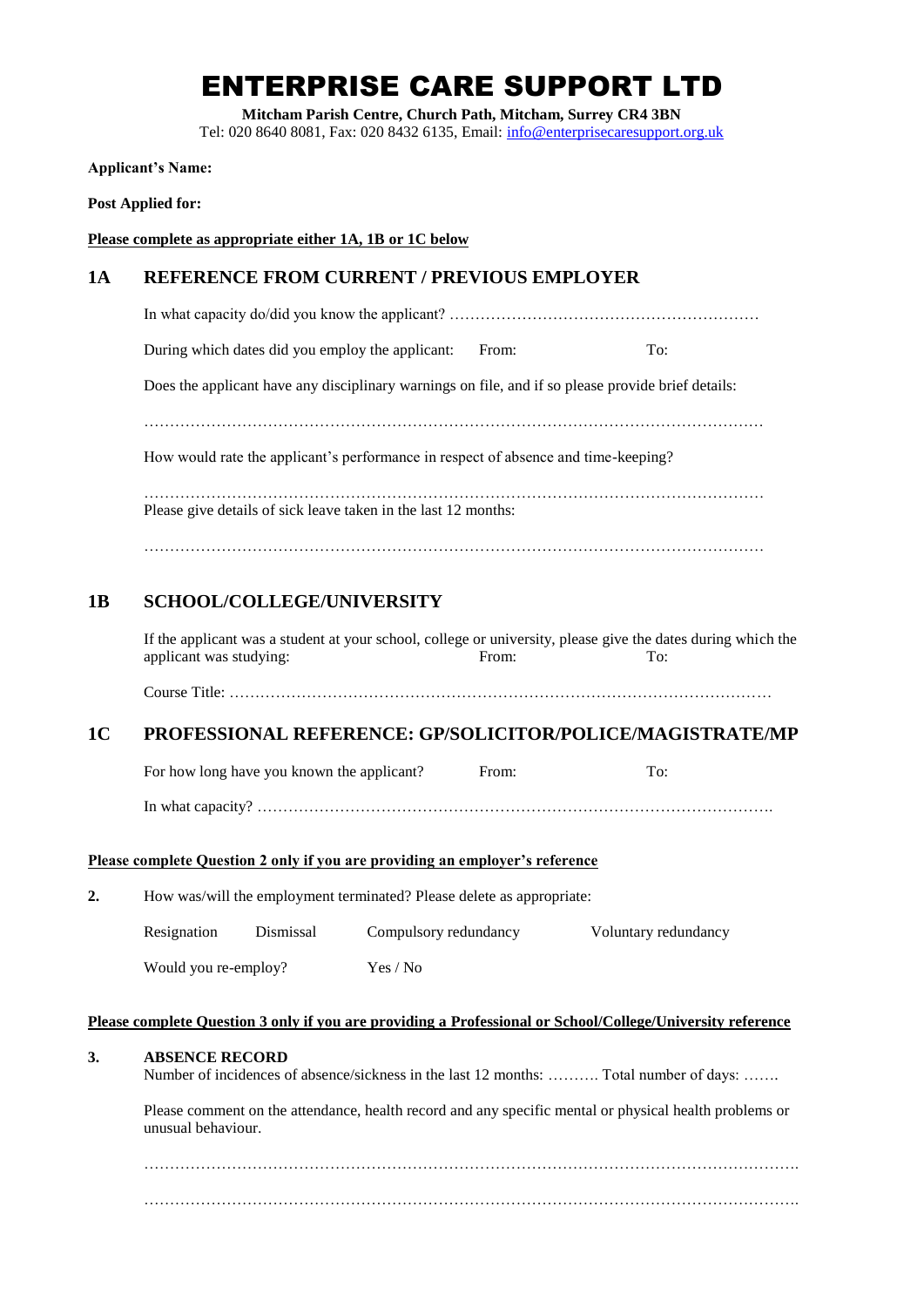# ENTERPRISE CARE SUPPORT LTD

**Mitcham Parish Centre, Church Path, Mitcham, Surrey CR4 3BN**
Tel: 020 8640 8081, Fax: 020 8432 6135, Email: info@enterprisecaresupport.org.uk

**Applicant's Name:**

**Post Applied for:**

**Please complete as appropriate either 1A, 1B or 1C below**

## 1A REFERENCE FROM CURRENT / PREVIOUS EMPLOYER

In what capacity do/did you know the applicant? …………………………………………………

During which dates did you employ the applicant: From: To:

Does the applicant have any disciplinary warnings on file, and if so please provide brief details:

……………………………………………………………………………………………………

How would rate the applicant's performance in respect of absence and time-keeping?

……………………………………………………………………………………………………

Please give details of sick leave taken in the last 12 months:

……………………………………………………………………………………………………

## 1B SCHOOL/COLLEGE/UNIVERSITY

If the applicant was a student at your school, college or university, please give the dates during which the applicant was studying: From: To:

Course Title: ……………………………………………………………………………………

## 1C PROFESSIONAL REFERENCE: GP/SOLICITOR/POLICE/MAGISTRATE/MP

For how long have you known the applicant? From: To:

In what capacity? ……………………………………………………………………………….

**Please complete Question 2 only if you are providing an employer's reference**

**2.** How was/will the employment terminated? Please delete as appropriate:

Resignation Dismissal Compulsory redundancy Voluntary redundancy

Would you re-employ? Yes / No

**Please complete Question 3 only if you are providing a Professional or School/College/University reference**

**3. ABSENCE RECORD**

Number of incidences of absence/sickness in the last 12 months: ………. Total number of days: …….

Please comment on the attendance, health record and any specific mental or physical health problems or unusual behaviour.

……………………………………………………………………………………………………….

……………………………………………………………………………………………………….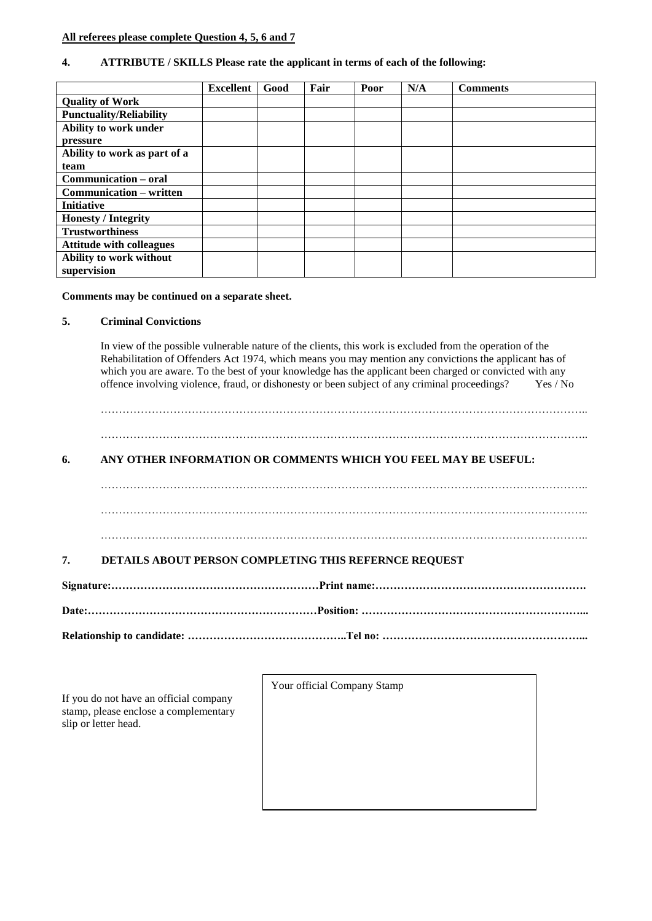**All referees please complete Question 4, 5, 6 and 7**

**4. ATTRIBUTE / SKILLS Please rate the applicant in terms of each of the following:**

| | Excellent | Good | Fair | Poor | N/A | Comments |
|---|---|---|---|---|---|---|
| **Quality of Work** | | | | | | |
| **Punctuality/Reliability** | | | | | | |
| **Ability to work under pressure** | | | | | | |
| **Ability to work as part of a team** | | | | | | |
| **Communication – oral** | | | | | | |
| **Communication – written** | | | | | | |
| **Initiative** | | | | | | |
| **Honesty / Integrity** | | | | | | |
| **Trustworthiness** | | | | | | |
| **Attitude with colleagues** | | | | | | |
| **Ability to work without supervision** | | | | | | |

**Comments may be continued on a separate sheet.**

**5. Criminal Convictions**

In view of the possible vulnerable nature of the clients, this work is excluded from the operation of the Rehabilitation of Offenders Act 1974, which means you may mention any convictions the applicant has of which you are aware. To the best of your knowledge has the applicant been charged or convicted with any offence involving violence, fraud, or dishonesty or been subject of any criminal proceedings? Yes / No

……………………………………………………………………………………………………………………..

……………………………………………………………………………………………………………………..

**6. ANY OTHER INFORMATION OR COMMENTS WHICH YOU FEEL MAY BE USEFUL:**

……………………………………………………………………………………………………………………..

……………………………………………………………………………………………………………………..

……………………………………………………………………………………………………………………..

**7. DETAILS ABOUT PERSON COMPLETING THIS REFERNCE REQUEST**

**Signature:…………………………………………………Print name:………………………………………………….**

**Date:………………………………………………………Position: ……………………………………………………...**

**Relationship to candidate: ……………………………………..Tel no: ………………………………………………...**

If you do not have an official company stamp, please enclose a complementary slip or letter head.

Your official Company Stamp